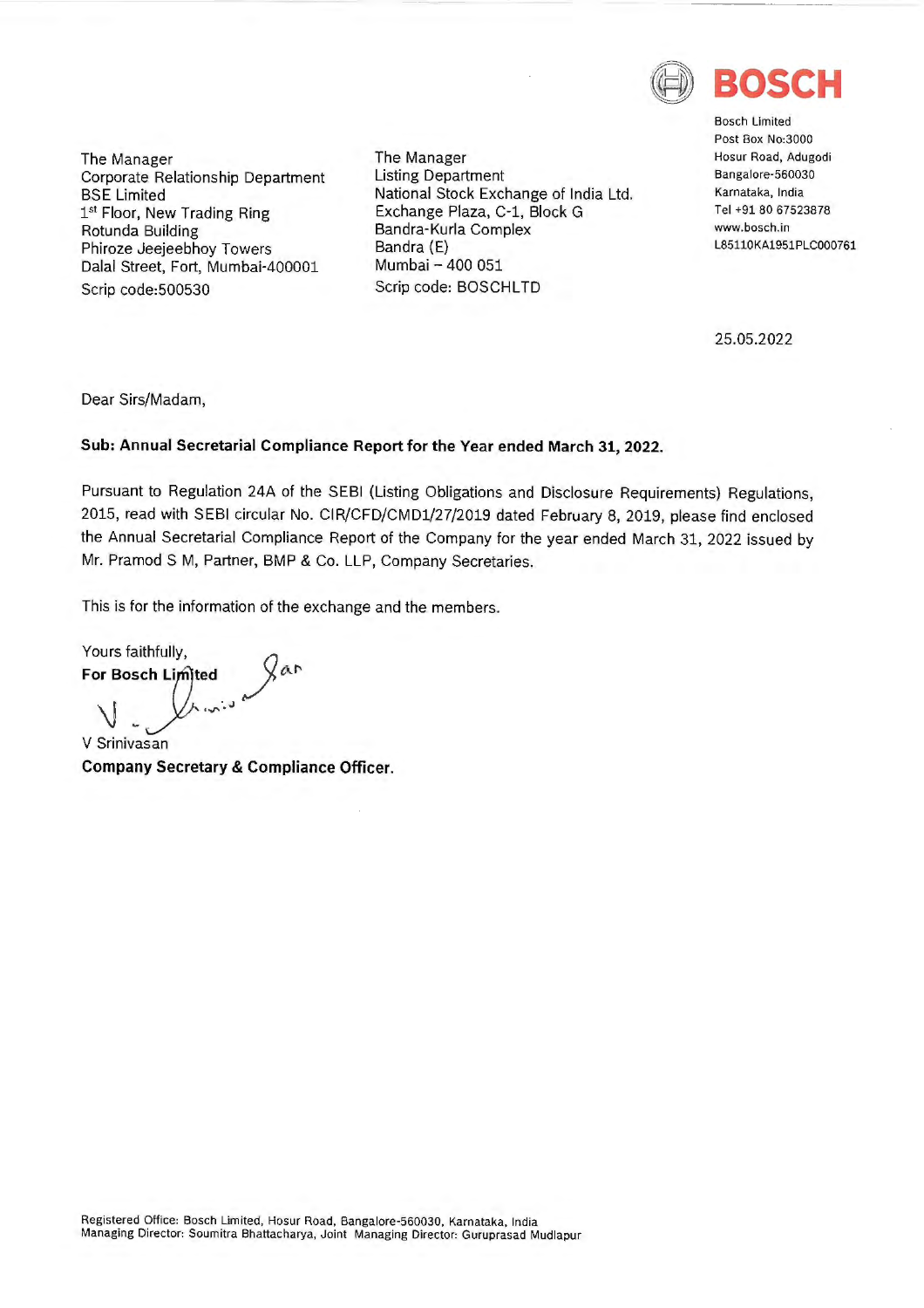**BOSCH**

Bosch Limited
Post Box No:3000
Hosur Road, Adugodi
Bangalore-560030
Karnataka, India
Tel +91 80 67523878
www.bosch.in
L85110KA1951PLC000761

The Manager
Corporate Relationship Department
BSE Limited
1st Floor, New Trading Ring
Rotunda Building
Phiroze Jeejeebhoy Towers
Dalal Street, Fort, Mumbai-400001
Scrip code:500530

The Manager
Listing Department
National Stock Exchange of India Ltd.
Exchange Plaza, C-1, Block G
Bandra-Kurla Complex
Bandra (E)
Mumbai – 400 051
Scrip code: BOSCHLTD

25.05.2022

Dear Sirs/Madam,

**Sub: Annual Secretarial Compliance Report for the Year ended March 31, 2022.**

Pursuant to Regulation 24A of the SEBI (Listing Obligations and Disclosure Requirements) Regulations, 2015, read with SEBI circular No. CIR/CFD/CMD1/27/2019 dated February 8, 2019, please find enclosed the Annual Secretarial Compliance Report of the Company for the year ended March 31, 2022 issued by Mr. Pramod S M, Partner, BMP & Co. LLP, Company Secretaries.

This is for the information of the exchange and the members.

Yours faithfully,
**For Bosch Limited**

V Srinivasan
**Company Secretary & Compliance Officer.**

Registered Office: Bosch Limited, Hosur Road, Bangalore-560030, Karnataka, India
Managing Director: Soumitra Bhattacharya, Joint Managing Director: Guruprasad Mudlapur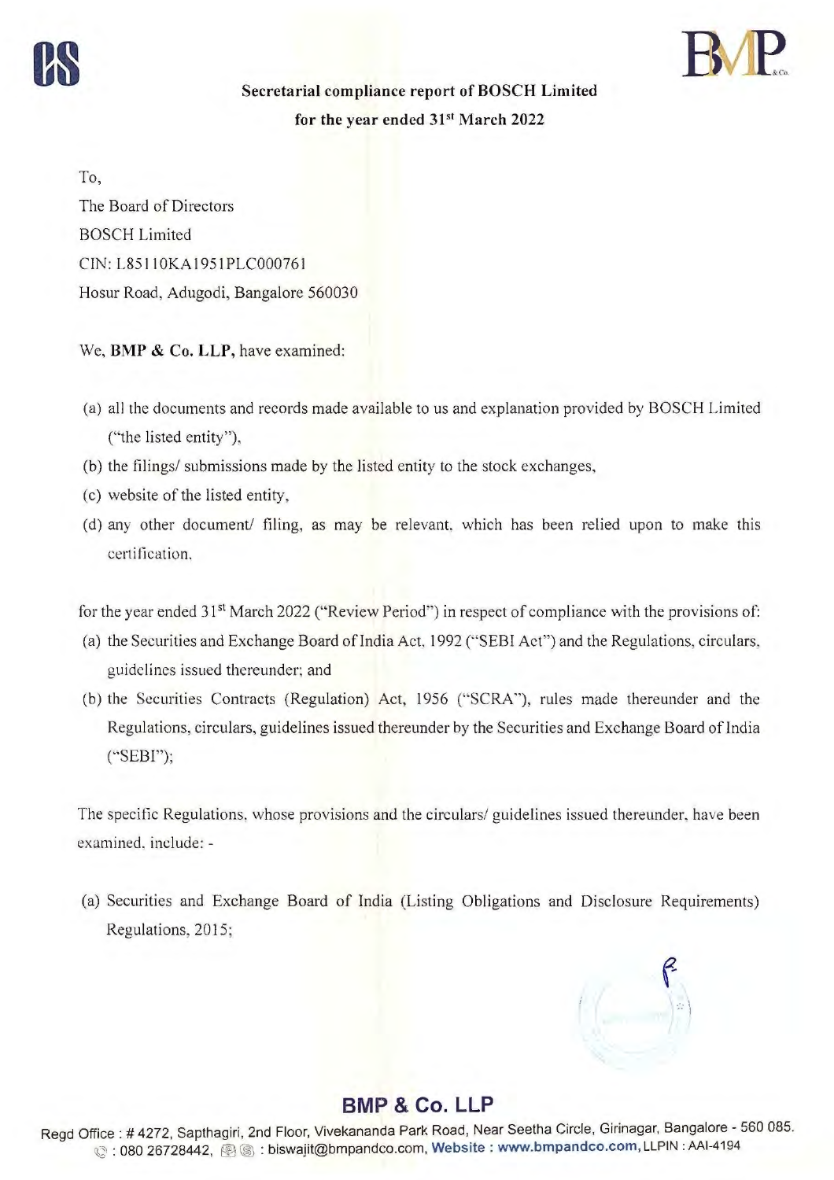**Secretarial compliance report of BOSCH Limited**

**for the year ended 31st March 2022**

To,

The Board of Directors

BOSCH Limited

CIN: L85110KA1951PLC000761

Hosur Road, Adugodi, Bangalore 560030

We, **BMP & Co. LLP,** have examined:

(a) all the documents and records made available to us and explanation provided by BOSCH Limited ("the listed entity"),

(b) the filings/ submissions made by the listed entity to the stock exchanges,

(c) website of the listed entity,

(d) any other document/ filing, as may be relevant, which has been relied upon to make this certification,

for the year ended 31st March 2022 ("Review Period") in respect of compliance with the provisions of:

(a) the Securities and Exchange Board of India Act, 1992 ("SEBI Act") and the Regulations, circulars, guidelines issued thereunder; and

(b) the Securities Contracts (Regulation) Act, 1956 ("SCRA"), rules made thereunder and the Regulations, circulars, guidelines issued thereunder by the Securities and Exchange Board of India ("SEBI");

The specific Regulations, whose provisions and the circulars/ guidelines issued thereunder, have been examined, include: -

(a) Securities and Exchange Board of India (Listing Obligations and Disclosure Requirements) Regulations, 2015;

**BMP & Co. LLP**

Regd Office : # 4272, Sapthagiri, 2nd Floor, Vivekananda Park Road, Near Seetha Circle, Girinagar, Bangalore - 560 085. : 080 26728442, : biswajit@bmpandco.com, Website : www.bmpandco.com, LLPIN : AAI-4194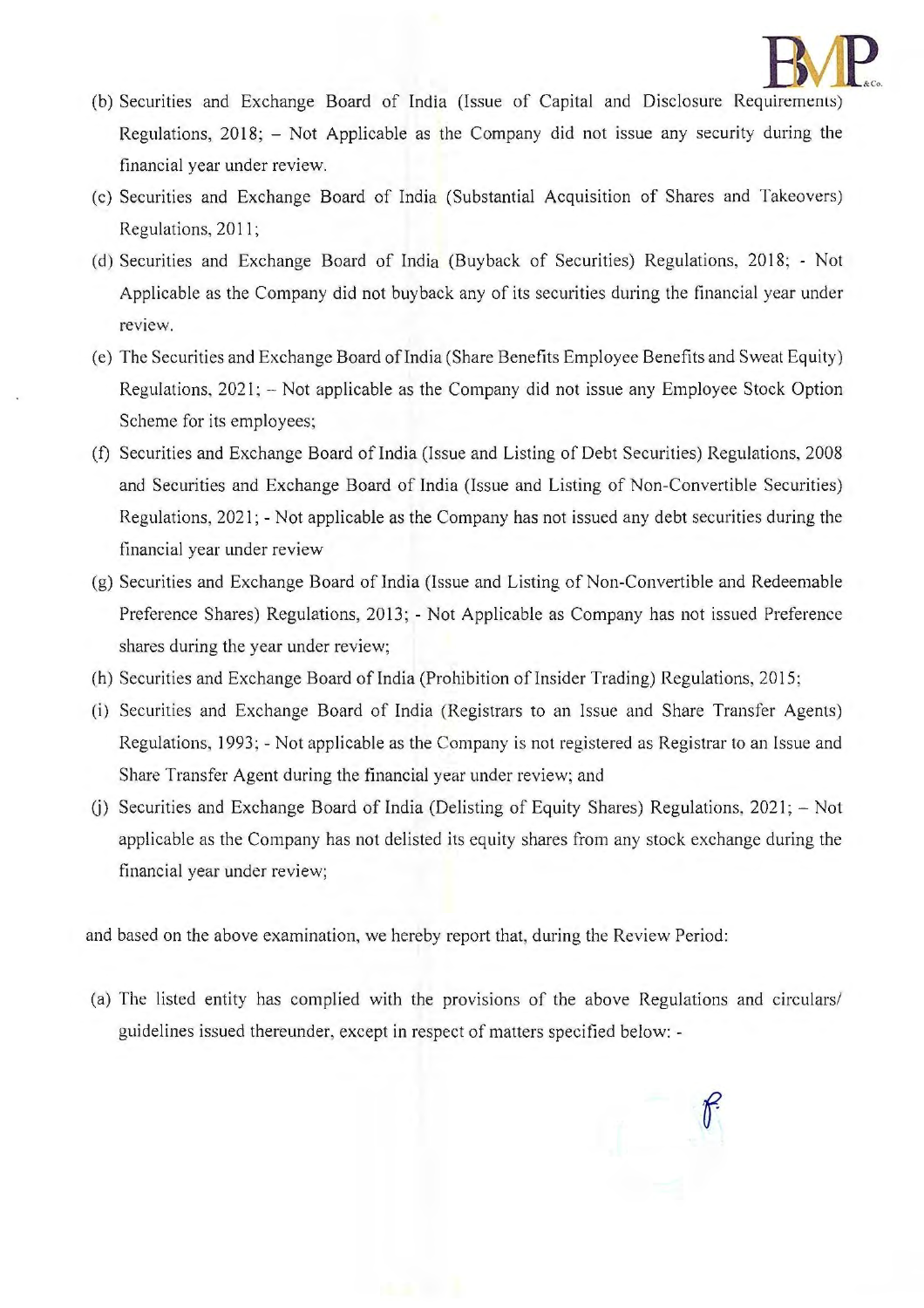(b) Securities and Exchange Board of India (Issue of Capital and Disclosure Requirements) Regulations, 2018; – Not Applicable as the Company did not issue any security during the financial year under review.

(c) Securities and Exchange Board of India (Substantial Acquisition of Shares and Takeovers) Regulations, 2011;

(d) Securities and Exchange Board of India (Buyback of Securities) Regulations, 2018; - Not Applicable as the Company did not buyback any of its securities during the financial year under review.

(e) The Securities and Exchange Board of India (Share Benefits Employee Benefits and Sweat Equity) Regulations, 2021; – Not applicable as the Company did not issue any Employee Stock Option Scheme for its employees;

(f) Securities and Exchange Board of India (Issue and Listing of Debt Securities) Regulations, 2008 and Securities and Exchange Board of India (Issue and Listing of Non-Convertible Securities) Regulations, 2021; - Not applicable as the Company has not issued any debt securities during the financial year under review

(g) Securities and Exchange Board of India (Issue and Listing of Non-Convertible and Redeemable Preference Shares) Regulations, 2013; - Not Applicable as Company has not issued Preference shares during the year under review;

(h) Securities and Exchange Board of India (Prohibition of Insider Trading) Regulations, 2015;

(i) Securities and Exchange Board of India (Registrars to an Issue and Share Transfer Agents) Regulations, 1993; - Not applicable as the Company is not registered as Registrar to an Issue and Share Transfer Agent during the financial year under review; and

(j) Securities and Exchange Board of India (Delisting of Equity Shares) Regulations, 2021; – Not applicable as the Company has not delisted its equity shares from any stock exchange during the financial year under review;

and based on the above examination, we hereby report that, during the Review Period:

(a) The listed entity has complied with the provisions of the above Regulations and circulars/ guidelines issued thereunder, except in respect of matters specified below: -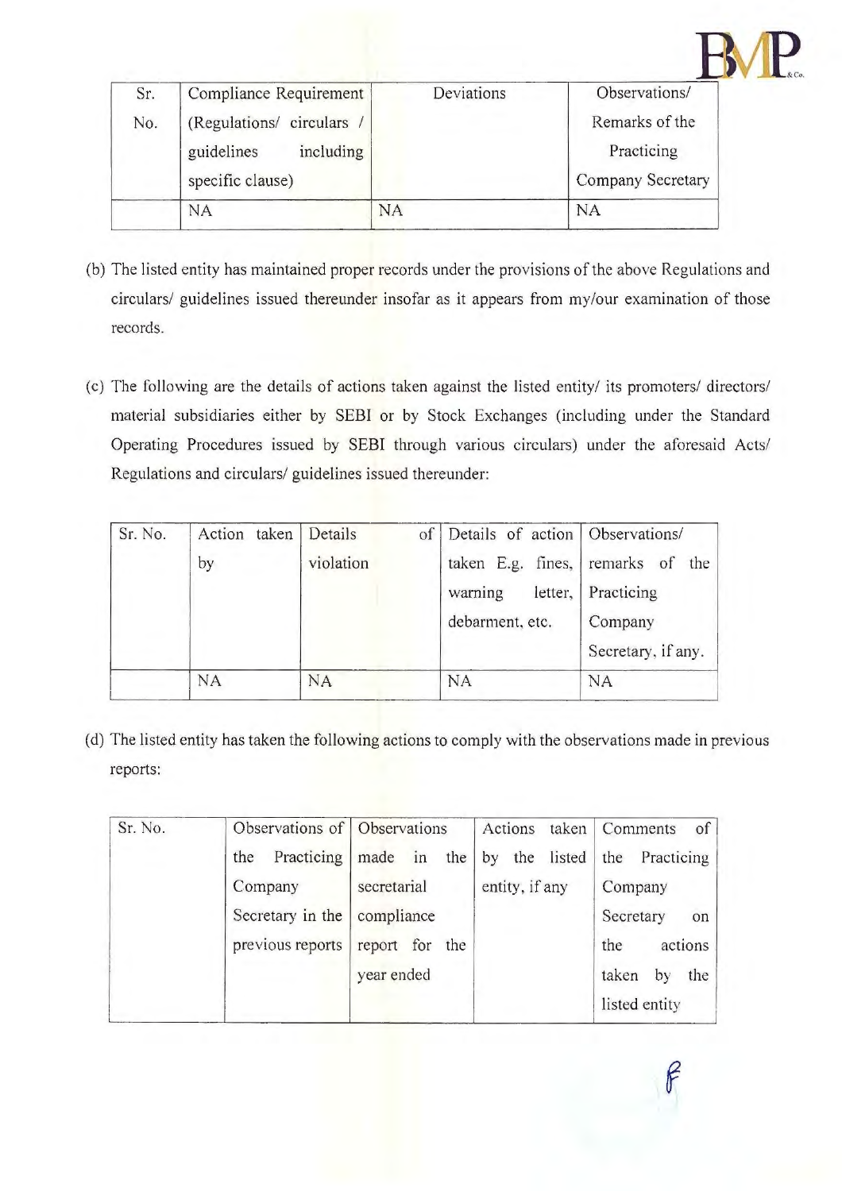| Sr. No. | Compliance Requirement (Regulations/ circulars / guidelines including specific clause) | Deviations | Observations/ Remarks of the Practicing Company Secretary |
|---|---|---|---|
| | NA | NA | NA |

(b) The listed entity has maintained proper records under the provisions of the above Regulations and circulars/ guidelines issued thereunder insofar as it appears from my/our examination of those records.

(c) The following are the details of actions taken against the listed entity/ its promoters/ directors/ material subsidiaries either by SEBI or by Stock Exchanges (including under the Standard Operating Procedures issued by SEBI through various circulars) under the aforesaid Acts/ Regulations and circulars/ guidelines issued thereunder:

| Sr. No. | Action taken by | Details of violation | Details of action taken E.g. fines, warning letter, debarment, etc. | Observations/ remarks of the Practicing Company Secretary, if any. |
|---|---|---|---|---|
| | NA | NA | NA | NA |

(d) The listed entity has taken the following actions to comply with the observations made in previous reports:

| Sr. No. | Observations of the Practicing Company Secretary in the previous reports | Observations made in the secretarial compliance report for the year ended | Actions taken by the listed entity, if any | Comments of the Practicing Company Secretary on the actions taken by the listed entity |
|---|---|---|---|---|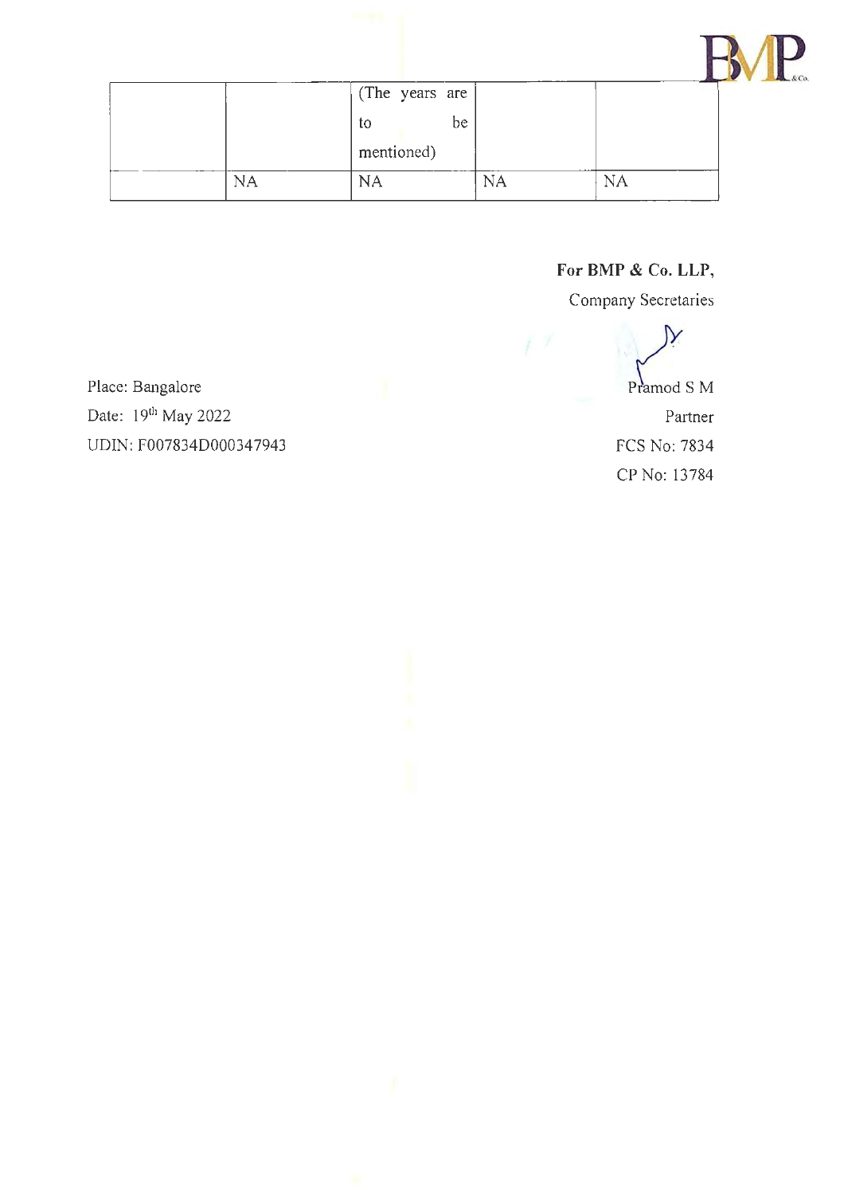| | | | | |
|---|---|---|---|---|
| | | (The years are to be mentioned) | | |
| | NA | NA | NA | NA |

**For BMP & Co. LLP,**
Company Secretaries

Pramod S M
Partner
FCS No: 7834
CP No: 13784

Place: Bangalore
Date: 19th May 2022
UDIN: F007834D000347943